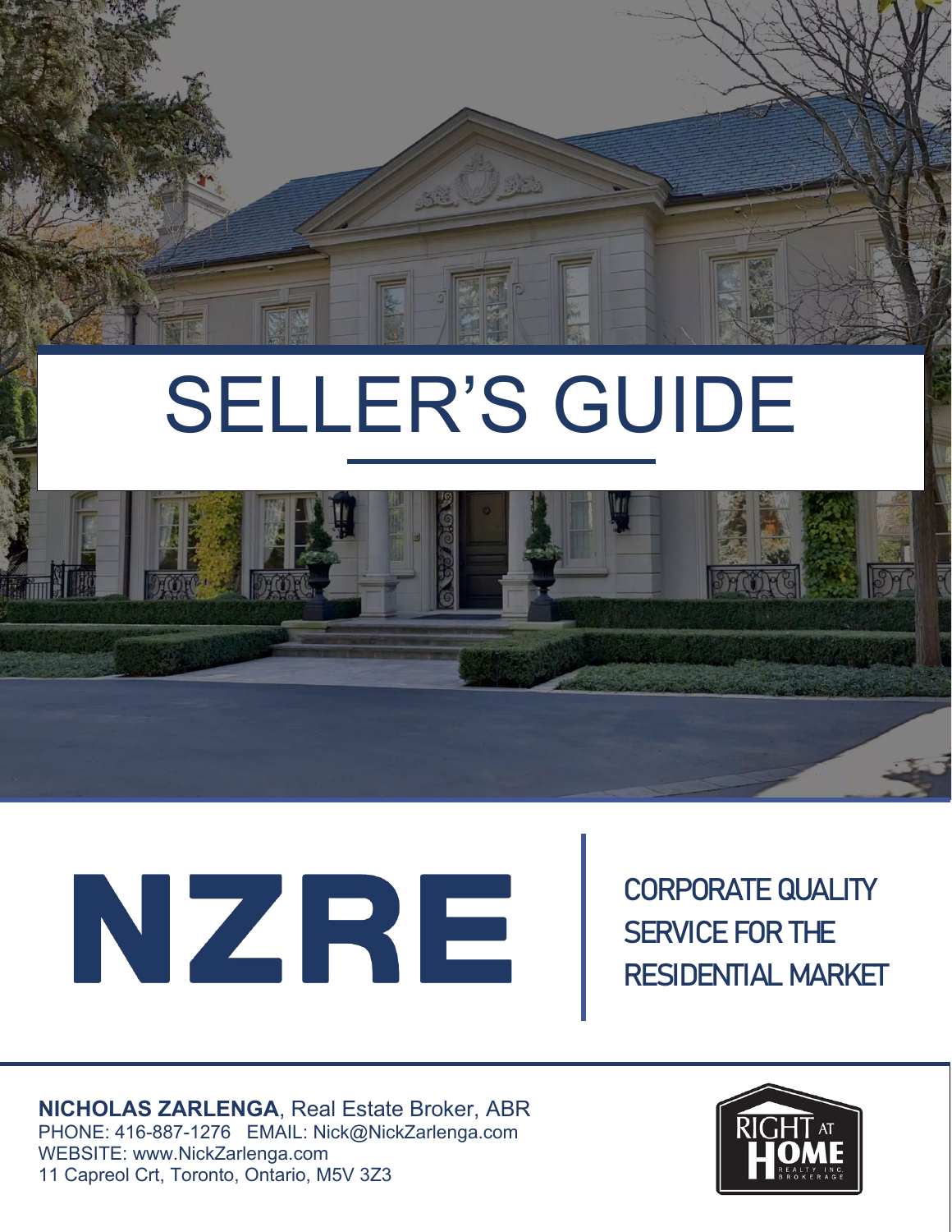# SELLER'S GUIDE

NZRE

CORPORATE QUALITY SERVICE FOR THE RESIDENTIAL MARKET

**NICHOLAS ZARLENGA**, Real Estate Broker, ABR
PHONE: 416-887-1276 EMAIL: Nick@NickZarlenga.com
WEBSITE: www.NickZarlenga.com
11 Capreol Crt, Toronto, Ontario, M5V 3Z3

RIGHT AT HOME REALTY INC. BROKERAGE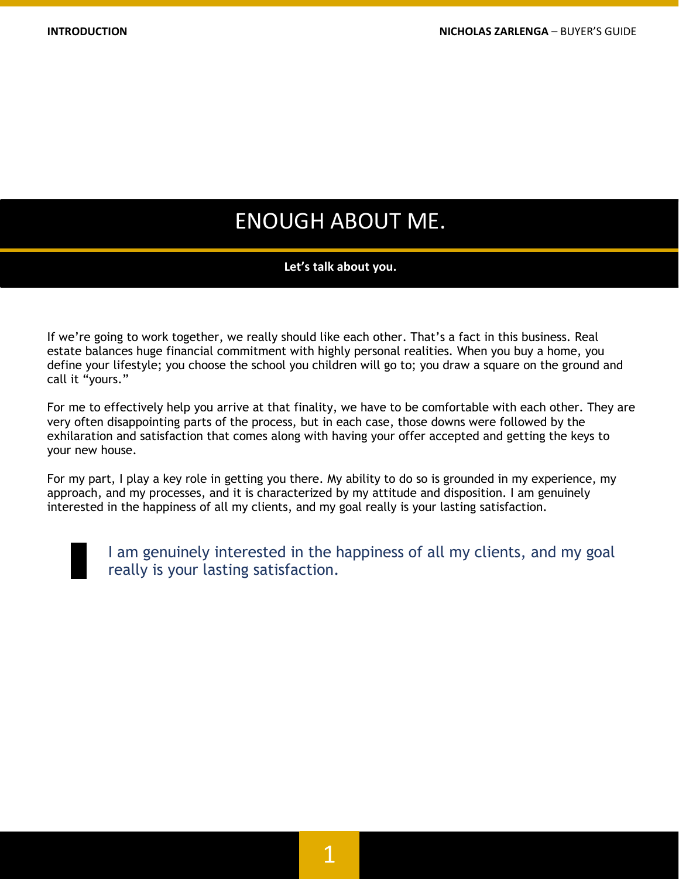# ENOUGH ABOUT ME.

**Let's talk about you.**

If we're going to work together, we really should like each other. That's a fact in this business. Real estate balances huge financial commitment with highly personal realities. When you buy a home, you define your lifestyle; you choose the school you children will go to; you draw a square on the ground and call it "yours."

For me to effectively help you arrive at that finality, we have to be comfortable with each other. They are very often disappointing parts of the process, but in each case, those downs were followed by the exhilaration and satisfaction that comes along with having your offer accepted and getting the keys to your new house.

For my part, I play a key role in getting you there. My ability to do so is grounded in my experience, my approach, and my processes, and it is characterized by my attitude and disposition. I am genuinely interested in the happiness of all my clients, and my goal really is your lasting satisfaction.

> I am genuinely interested in the happiness of all my clients, and my goal really is your lasting satisfaction.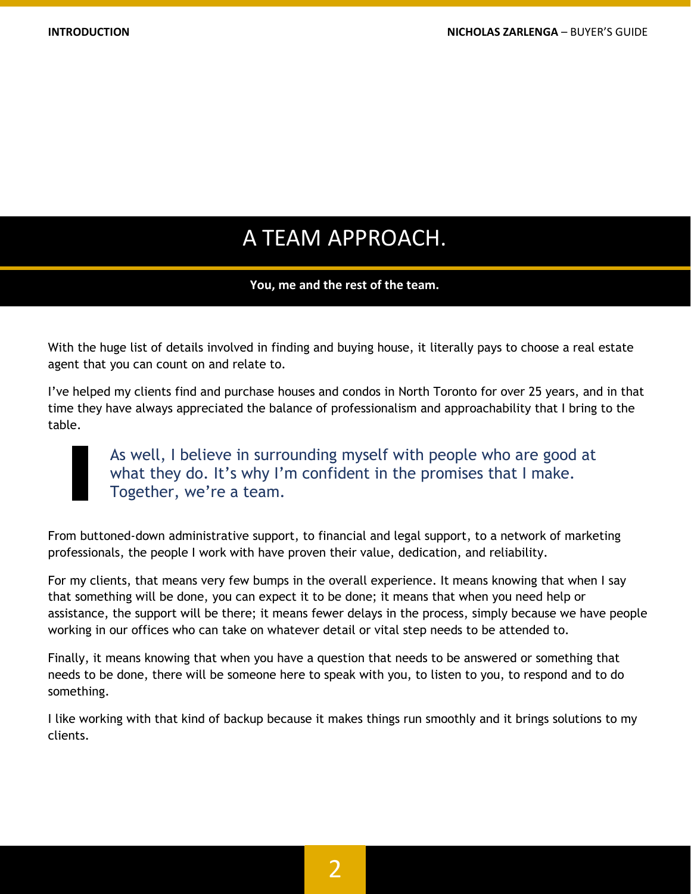# A TEAM APPROACH.

**You, me and the rest of the team.**

With the huge list of details involved in finding and buying house, it literally pays to choose a real estate agent that you can count on and relate to.

I've helped my clients find and purchase houses and condos in North Toronto for over 25 years, and in that time they have always appreciated the balance of professionalism and approachability that I bring to the table.

> As well, I believe in surrounding myself with people who are good at what they do. It's why I'm confident in the promises that I make. Together, we're a team.

From buttoned-down administrative support, to financial and legal support, to a network of marketing professionals, the people I work with have proven their value, dedication, and reliability.

For my clients, that means very few bumps in the overall experience. It means knowing that when I say that something will be done, you can expect it to be done; it means that when you need help or assistance, the support will be there; it means fewer delays in the process, simply because we have people working in our offices who can take on whatever detail or vital step needs to be attended to.

Finally, it means knowing that when you have a question that needs to be answered or something that needs to be done, there will be someone here to speak with you, to listen to you, to respond and to do something.

I like working with that kind of backup because it makes things run smoothly and it brings solutions to my clients.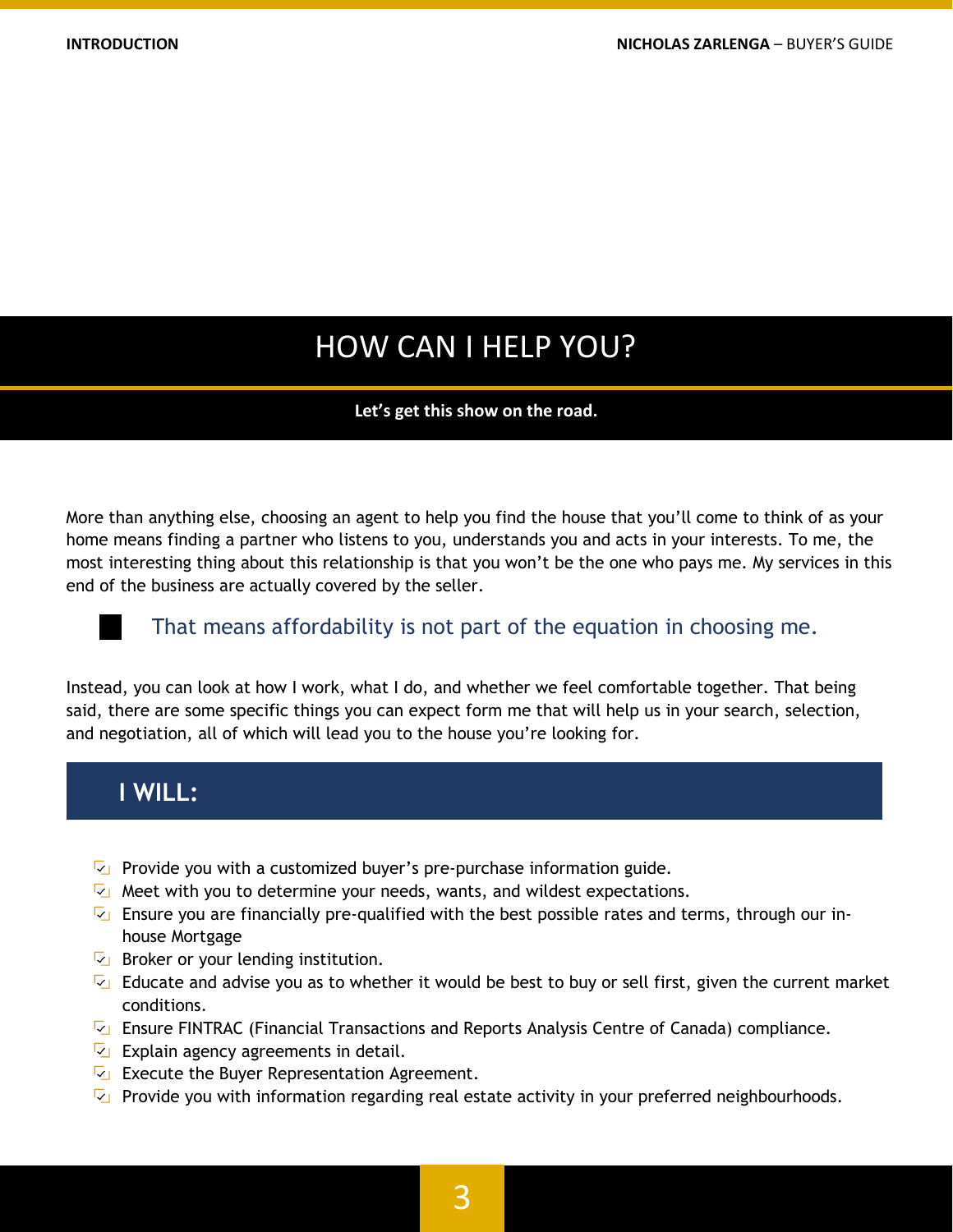# HOW CAN I HELP YOU?

**Let's get this show on the road.**

More than anything else, choosing an agent to help you find the house that you'll come to think of as your home means finding a partner who listens to you, understands you and acts in your interests. To me, the most interesting thing about this relationship is that you won't be the one who pays me. My services in this end of the business are actually covered by the seller.

> That means affordability is not part of the equation in choosing me.

Instead, you can look at how I work, what I do, and whether we feel comfortable together. That being said, there are some specific things you can expect form me that will help us in your search, selection, and negotiation, all of which will lead you to the house you're looking for.

## I WILL:

- Provide you with a customized buyer's pre-purchase information guide.
- Meet with you to determine your needs, wants, and wildest expectations.
- Ensure you are financially pre-qualified with the best possible rates and terms, through our in-house Mortgage
- Broker or your lending institution.
- Educate and advise you as to whether it would be best to buy or sell first, given the current market conditions.
- Ensure FINTRAC (Financial Transactions and Reports Analysis Centre of Canada) compliance.
- Explain agency agreements in detail.
- Execute the Buyer Representation Agreement.
- Provide you with information regarding real estate activity in your preferred neighbourhoods.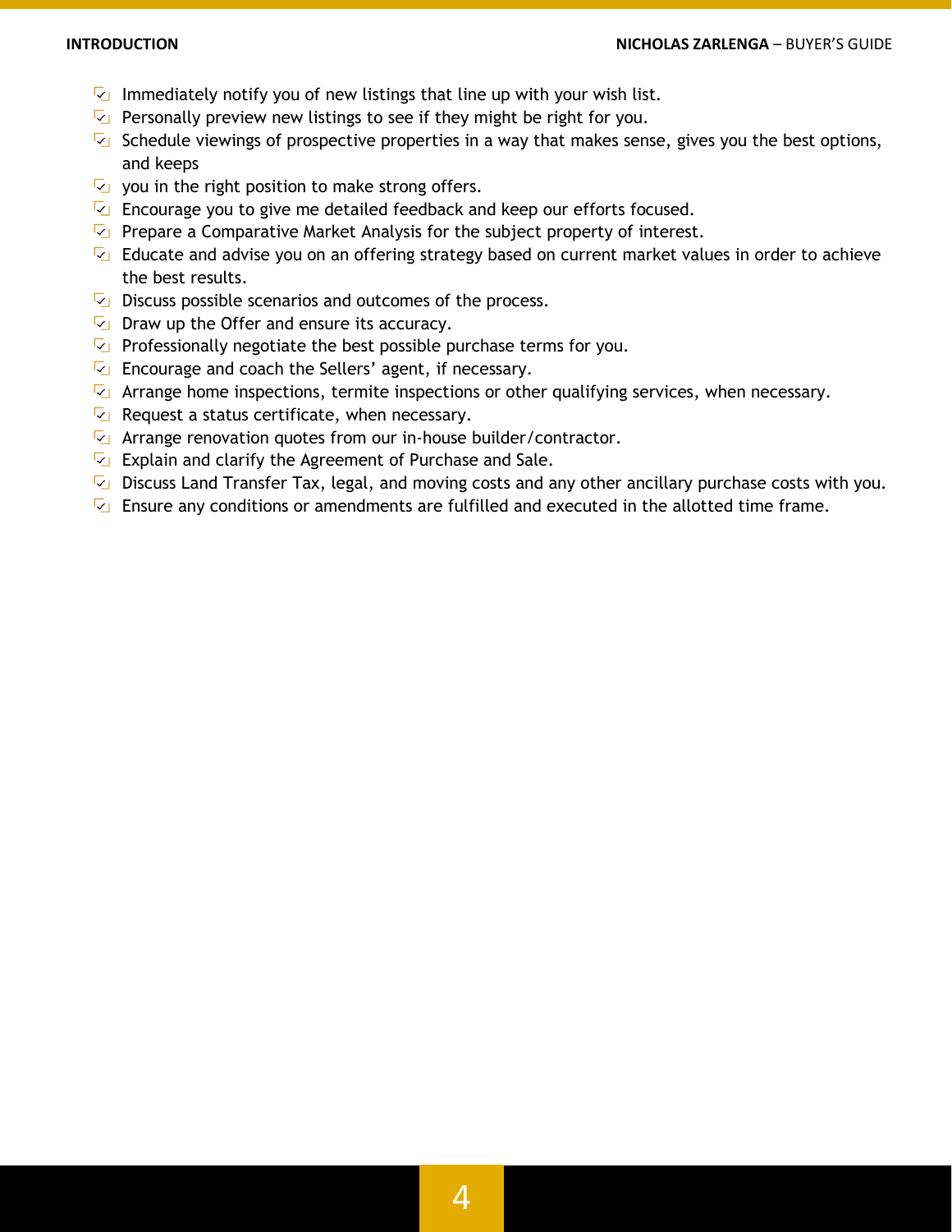- Immediately notify you of new listings that line up with your wish list.
- Personally preview new listings to see if they might be right for you.
- Schedule viewings of prospective properties in a way that makes sense, gives you the best options, and keeps
- you in the right position to make strong offers.
- Encourage you to give me detailed feedback and keep our efforts focused.
- Prepare a Comparative Market Analysis for the subject property of interest.
- Educate and advise you on an offering strategy based on current market values in order to achieve the best results.
- Discuss possible scenarios and outcomes of the process.
- Draw up the Offer and ensure its accuracy.
- Professionally negotiate the best possible purchase terms for you.
- Encourage and coach the Sellers' agent, if necessary.
- Arrange home inspections, termite inspections or other qualifying services, when necessary.
- Request a status certificate, when necessary.
- Arrange renovation quotes from our in-house builder/contractor.
- Explain and clarify the Agreement of Purchase and Sale.
- Discuss Land Transfer Tax, legal, and moving costs and any other ancillary purchase costs with you.
- Ensure any conditions or amendments are fulfilled and executed in the allotted time frame.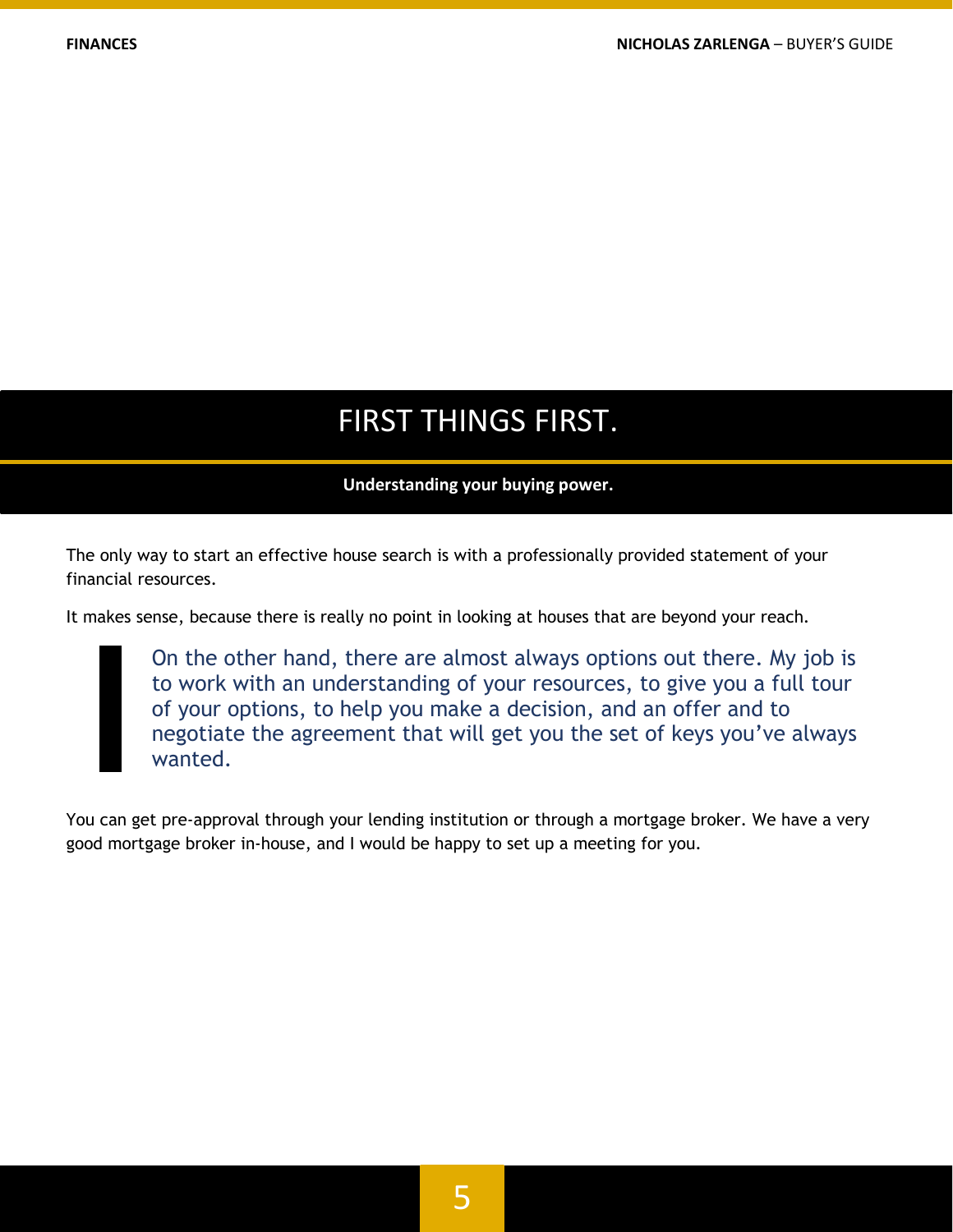# FIRST THINGS FIRST.

**Understanding your buying power.**

The only way to start an effective house search is with a professionally provided statement of your financial resources.

It makes sense, because there is really no point in looking at houses that are beyond your reach.

> On the other hand, there are almost always options out there. My job is to work with an understanding of your resources, to give you a full tour of your options, to help you make a decision, and an offer and to negotiate the agreement that will get you the set of keys you've always wanted.

You can get pre-approval through your lending institution or through a mortgage broker. We have a very good mortgage broker in-house, and I would be happy to set up a meeting for you.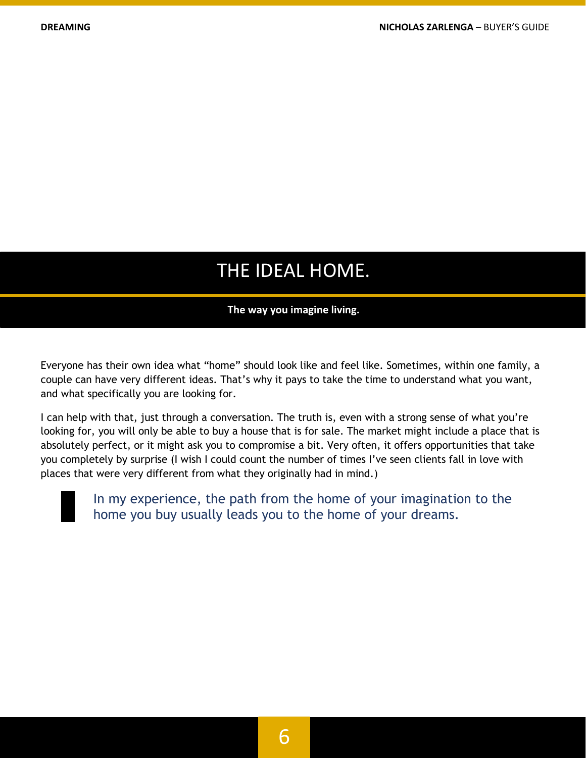# THE IDEAL HOME.

**The way you imagine living.**

Everyone has their own idea what "home" should look like and feel like. Sometimes, within one family, a couple can have very different ideas. That's why it pays to take the time to understand what you want, and what specifically you are looking for.

I can help with that, just through a conversation. The truth is, even with a strong sense of what you're looking for, you will only be able to buy a house that is for sale. The market might include a place that is absolutely perfect, or it might ask you to compromise a bit. Very often, it offers opportunities that take you completely by surprise (I wish I could count the number of times I've seen clients fall in love with places that were very different from what they originally had in mind.)

> In my experience, the path from the home of your imagination to the home you buy usually leads you to the home of your dreams.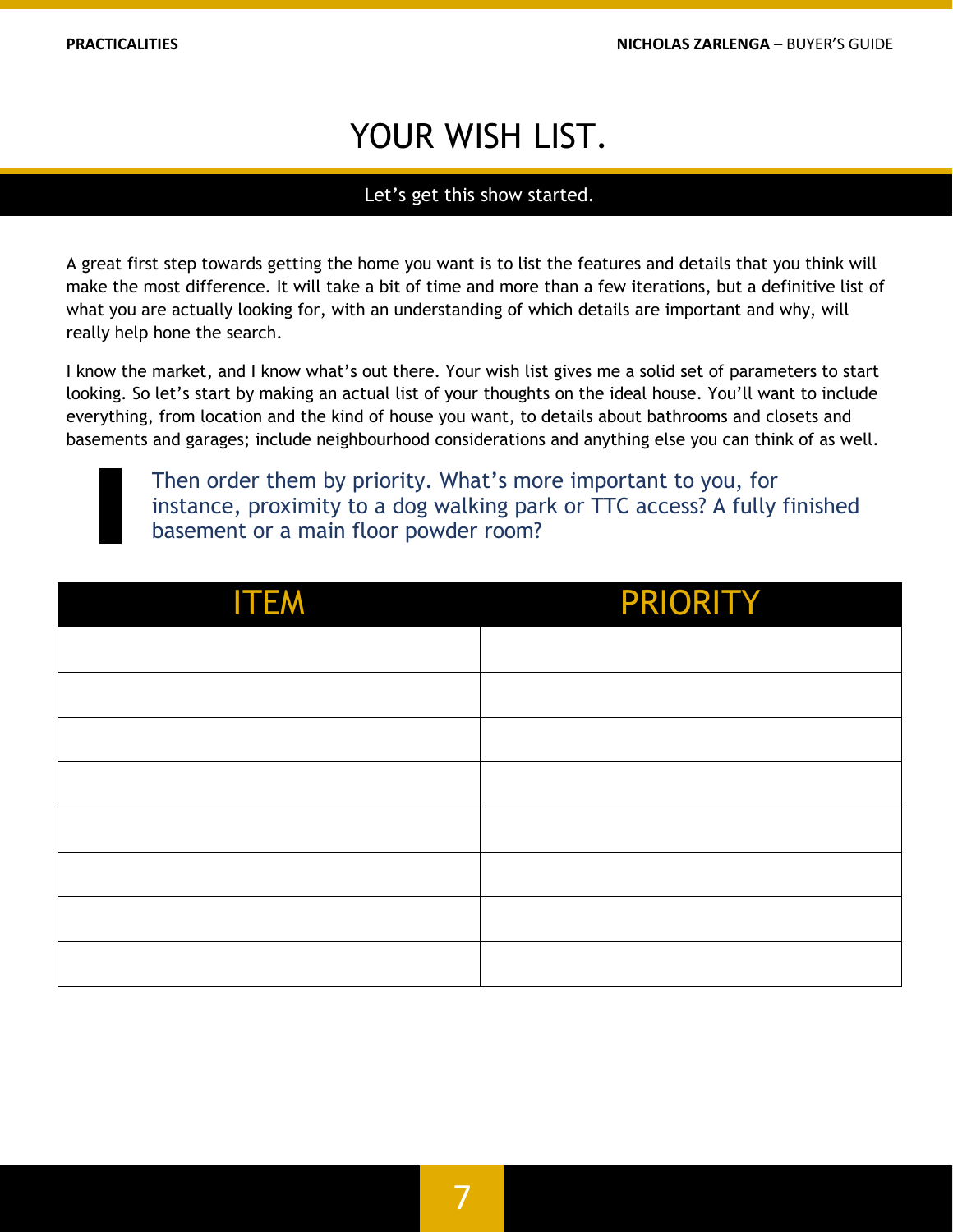# YOUR WISH LIST.

**Let's get this show started.**

A great first step towards getting the home you want is to list the features and details that you think will make the most difference. It will take a bit of time and more than a few iterations, but a definitive list of what you are actually looking for, with an understanding of which details are important and why, will really help hone the search.

I know the market, and I know what's out there. Your wish list gives me a solid set of parameters to start looking. So let's start by making an actual list of your thoughts on the ideal house. You'll want to include everything, from location and the kind of house you want, to details about bathrooms and closets and basements and garages; include neighbourhood considerations and anything else you can think of as well.

> Then order them by priority. What's more important to you, for instance, proximity to a dog walking park or TTC access? A fully finished basement or a main floor powder room?

| ITEM | PRIORITY |
|---|---|
| | |
| | |
| | |
| | |
| | |
| | |
| | |
| | |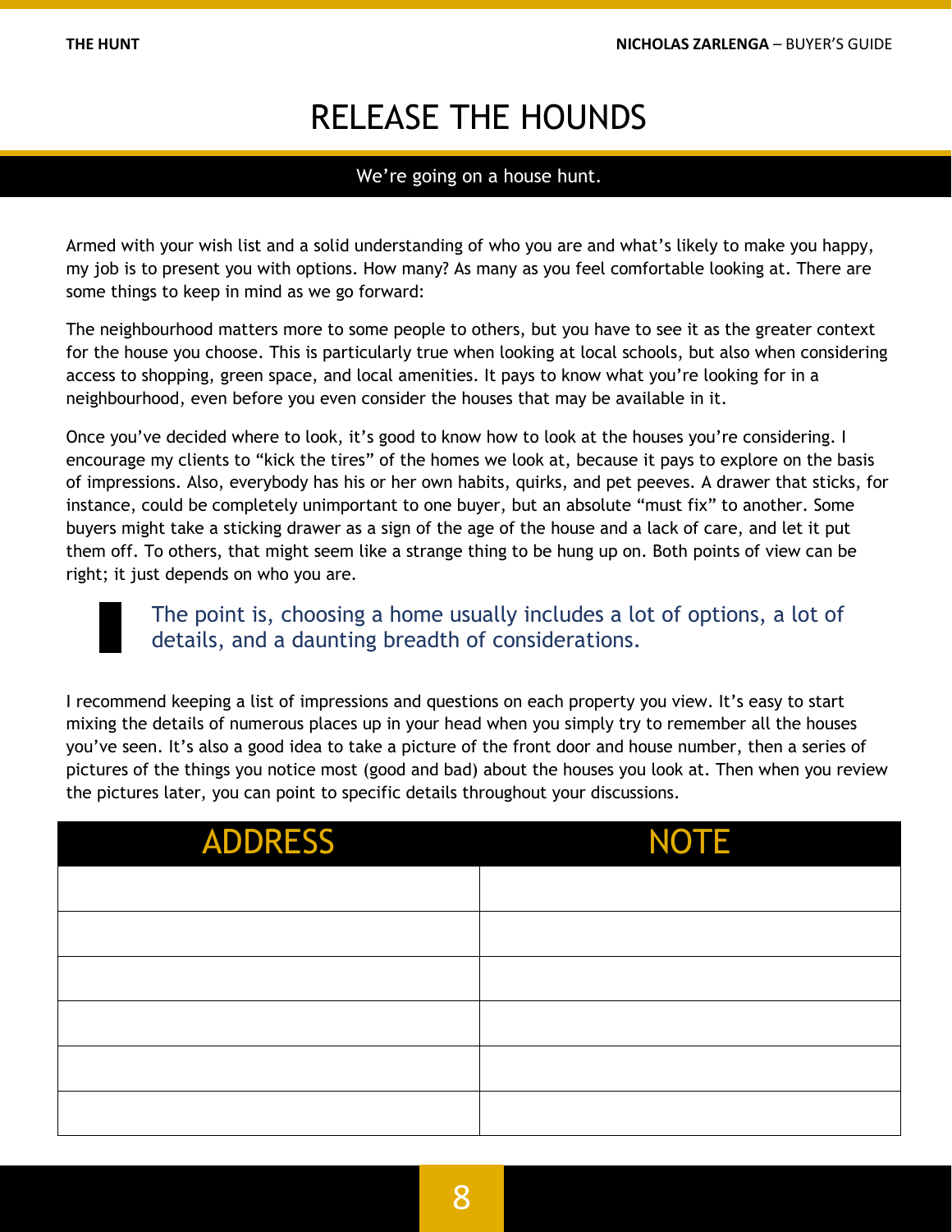# RELEASE THE HOUNDS

We're going on a house hunt.

Armed with your wish list and a solid understanding of who you are and what's likely to make you happy, my job is to present you with options. How many? As many as you feel comfortable looking at. There are some things to keep in mind as we go forward:

The neighbourhood matters more to some people to others, but you have to see it as the greater context for the house you choose. This is particularly true when looking at local schools, but also when considering access to shopping, green space, and local amenities. It pays to know what you're looking for in a neighbourhood, even before you even consider the houses that may be available in it.

Once you've decided where to look, it's good to know how to look at the houses you're considering. I encourage my clients to "kick the tires" of the homes we look at, because it pays to explore on the basis of impressions. Also, everybody has his or her own habits, quirks, and pet peeves. A drawer that sticks, for instance, could be completely unimportant to one buyer, but an absolute "must fix" to another. Some buyers might take a sticking drawer as a sign of the age of the house and a lack of care, and let it put them off. To others, that might seem like a strange thing to be hung up on. Both points of view can be right; it just depends on who you are.

> The point is, choosing a home usually includes a lot of options, a lot of details, and a daunting breadth of considerations.

I recommend keeping a list of impressions and questions on each property you view. It's easy to start mixing the details of numerous places up in your head when you simply try to remember all the houses you've seen. It's also a good idea to take a picture of the front door and house number, then a series of pictures of the things you notice most (good and bad) about the houses you look at. Then when you review the pictures later, you can point to specific details throughout your discussions.

| ADDRESS | NOTE |
|---|---|
| | |
| | |
| | |
| | |
| | |
| | |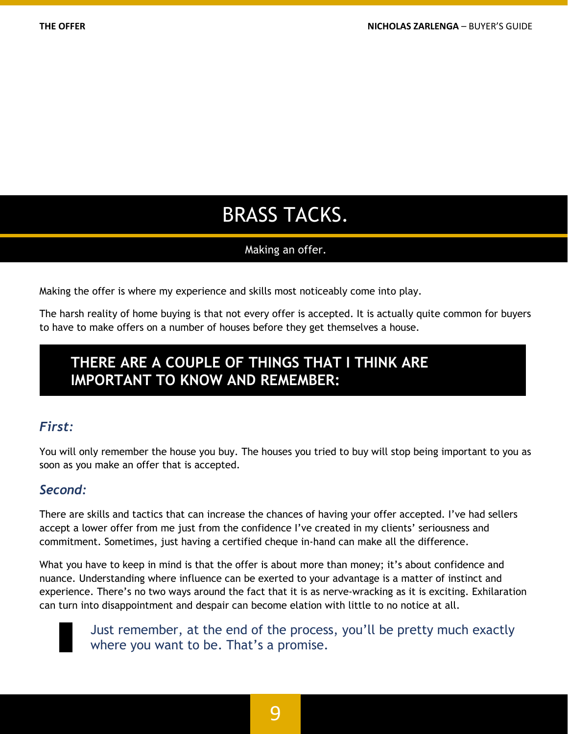# BRASS TACKS.

Making an offer.

Making the offer is where my experience and skills most noticeably come into play.

The harsh reality of home buying is that not every offer is accepted. It is actually quite common for buyers to have to make offers on a number of houses before they get themselves a house.

## THERE ARE A COUPLE OF THINGS THAT I THINK ARE IMPORTANT TO KNOW AND REMEMBER:

### *First:*

You will only remember the house you buy. The houses you tried to buy will stop being important to you as soon as you make an offer that is accepted.

### *Second:*

There are skills and tactics that can increase the chances of having your offer accepted. I've had sellers accept a lower offer from me just from the confidence I've created in my clients' seriousness and commitment. Sometimes, just having a certified cheque in-hand can make all the difference.

What you have to keep in mind is that the offer is about more than money; it's about confidence and nuance. Understanding where influence can be exerted to your advantage is a matter of instinct and experience. There's no two ways around the fact that it is as nerve-wracking as it is exciting. Exhilaration can turn into disappointment and despair can become elation with little to no notice at all.

> Just remember, at the end of the process, you'll be pretty much exactly where you want to be. That's a promise.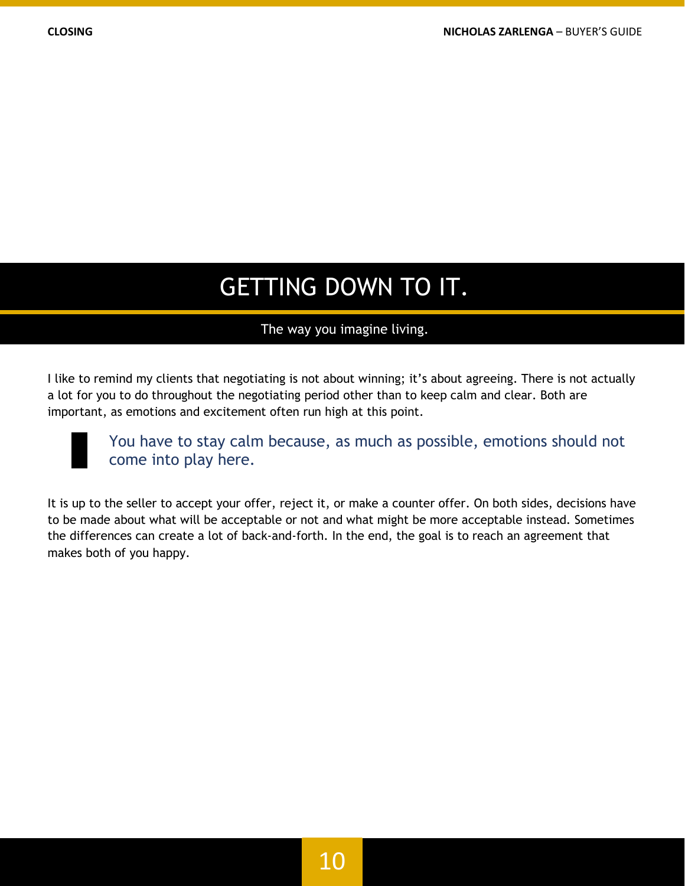# GETTING DOWN TO IT.

The way you imagine living.

I like to remind my clients that negotiating is not about winning; it's about agreeing. There is not actually a lot for you to do throughout the negotiating period other than to keep calm and clear. Both are important, as emotions and excitement often run high at this point.

> You have to stay calm because, as much as possible, emotions should not come into play here.

It is up to the seller to accept your offer, reject it, or make a counter offer. On both sides, decisions have to be made about what will be acceptable or not and what might be more acceptable instead. Sometimes the differences can create a lot of back-and-forth. In the end, the goal is to reach an agreement that makes both of you happy.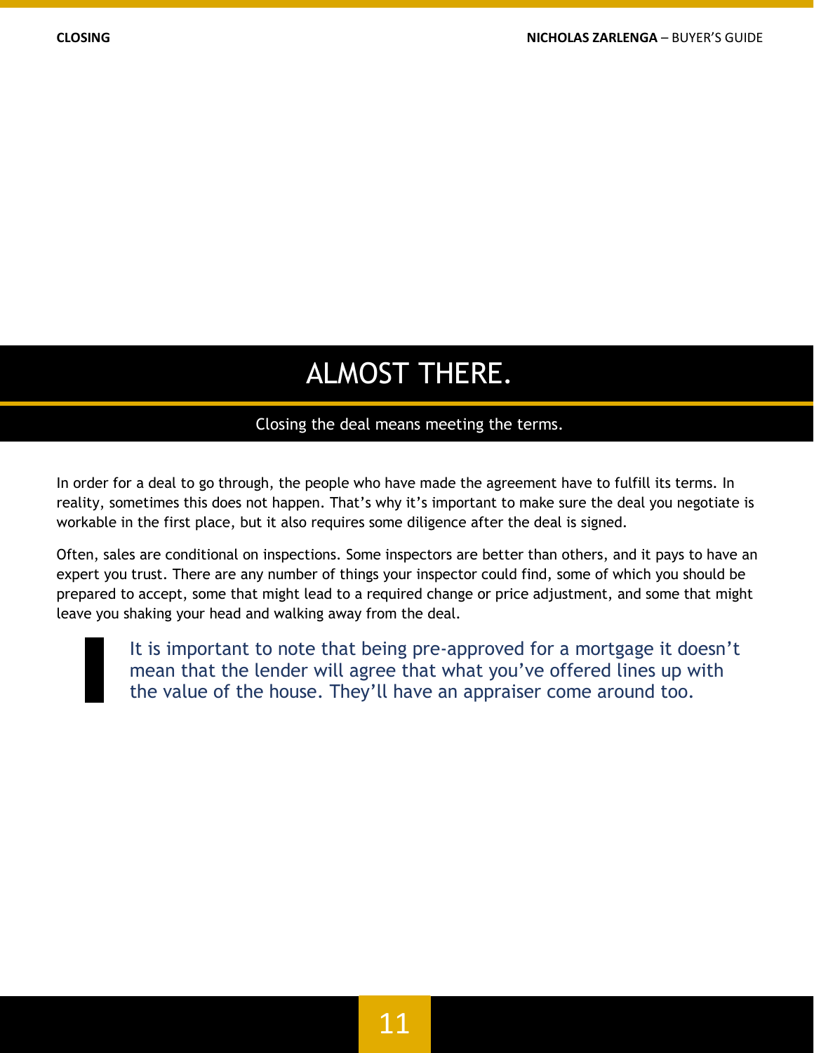# ALMOST THERE.

Closing the deal means meeting the terms.

In order for a deal to go through, the people who have made the agreement have to fulfill its terms. In reality, sometimes this does not happen. That's why it's important to make sure the deal you negotiate is workable in the first place, but it also requires some diligence after the deal is signed.

Often, sales are conditional on inspections. Some inspectors are better than others, and it pays to have an expert you trust. There are any number of things your inspector could find, some of which you should be prepared to accept, some that might lead to a required change or price adjustment, and some that might leave you shaking your head and walking away from the deal.

> It is important to note that being pre-approved for a mortgage it doesn't mean that the lender will agree that what you've offered lines up with the value of the house. They'll have an appraiser come around too.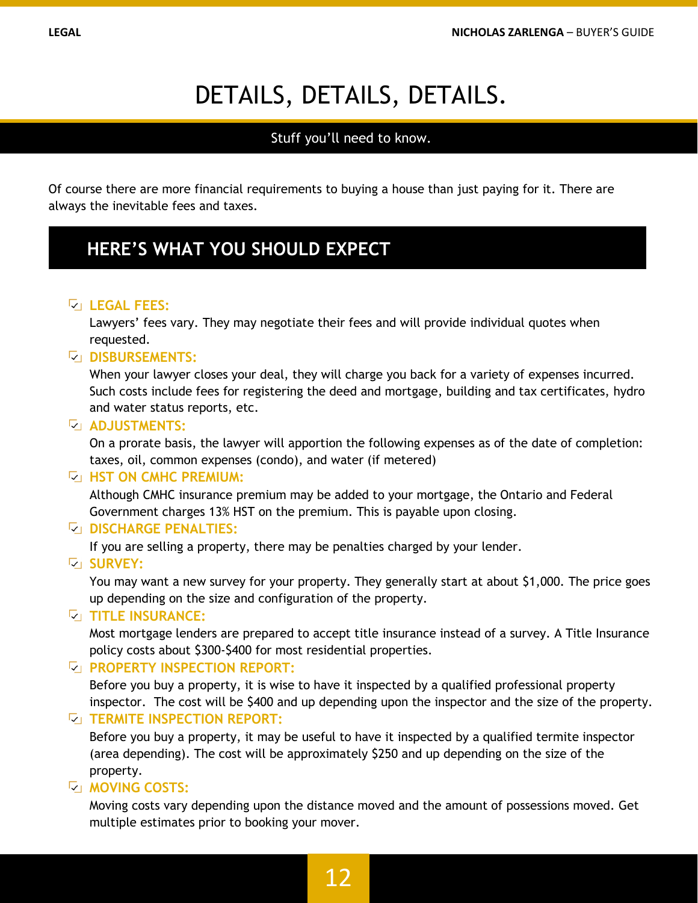# DETAILS, DETAILS, DETAILS.

Stuff you'll need to know.

Of course there are more financial requirements to buying a house than just paying for it. There are always the inevitable fees and taxes.

## HERE'S WHAT YOU SHOULD EXPECT

- **LEGAL FEES:**
  Lawyers' fees vary. They may negotiate their fees and will provide individual quotes when requested.
- **DISBURSEMENTS:**
  When your lawyer closes your deal, they will charge you back for a variety of expenses incurred. Such costs include fees for registering the deed and mortgage, building and tax certificates, hydro and water status reports, etc.
- **ADJUSTMENTS:**
  On a prorate basis, the lawyer will apportion the following expenses as of the date of completion: taxes, oil, common expenses (condo), and water (if metered)
- **HST ON CMHC PREMIUM:**
  Although CMHC insurance premium may be added to your mortgage, the Ontario and Federal Government charges 13% HST on the premium. This is payable upon closing.
- **DISCHARGE PENALTIES:**
  If you are selling a property, there may be penalties charged by your lender.
- **SURVEY:**
  You may want a new survey for your property. They generally start at about $1,000. The price goes up depending on the size and configuration of the property.
- **TITLE INSURANCE:**
  Most mortgage lenders are prepared to accept title insurance instead of a survey. A Title Insurance policy costs about $300-$400 for most residential properties.
- **PROPERTY INSPECTION REPORT:**
  Before you buy a property, it is wise to have it inspected by a qualified professional property inspector. The cost will be $400 and up depending upon the inspector and the size of the property.
- **TERMITE INSPECTION REPORT:**
  Before you buy a property, it may be useful to have it inspected by a qualified termite inspector (area depending). The cost will be approximately $250 and up depending on the size of the property.
- **MOVING COSTS:**
  Moving costs vary depending upon the distance moved and the amount of possessions moved. Get multiple estimates prior to booking your mover.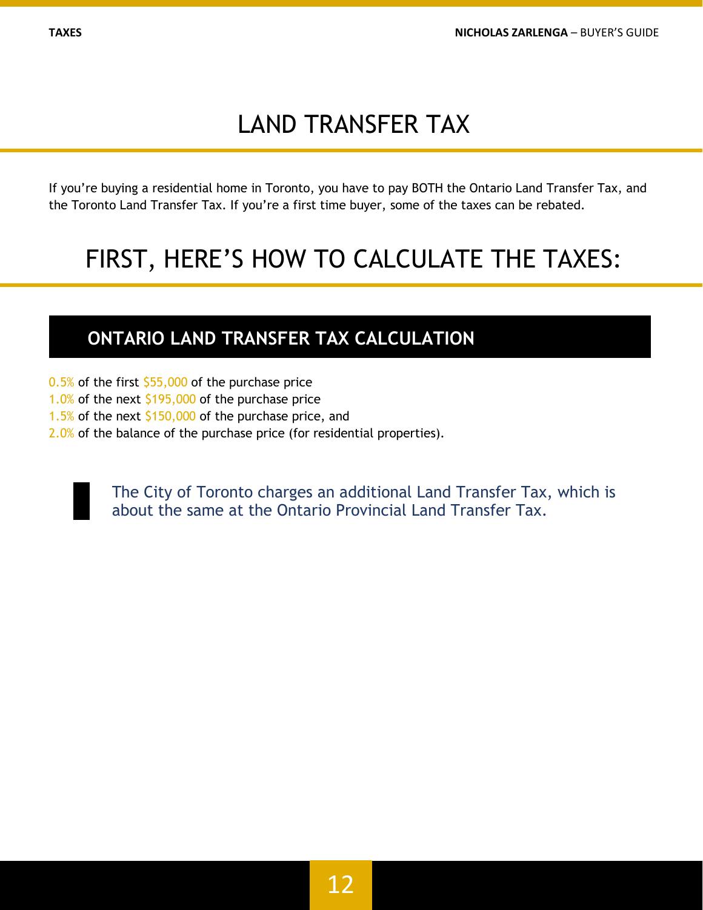# LAND TRANSFER TAX

If you're buying a residential home in Toronto, you have to pay BOTH the Ontario Land Transfer Tax, and the Toronto Land Transfer Tax. If you're a first time buyer, some of the taxes can be rebated.

# FIRST, HERE'S HOW TO CALCULATE THE TAXES:

## ONTARIO LAND TRANSFER TAX CALCULATION

0.5% of the first $55,000 of the purchase price
1.0% of the next $195,000 of the purchase price
1.5% of the next $150,000 of the purchase price, and
2.0% of the balance of the purchase price (for residential properties).

> The City of Toronto charges an additional Land Transfer Tax, which is about the same at the Ontario Provincial Land Transfer Tax.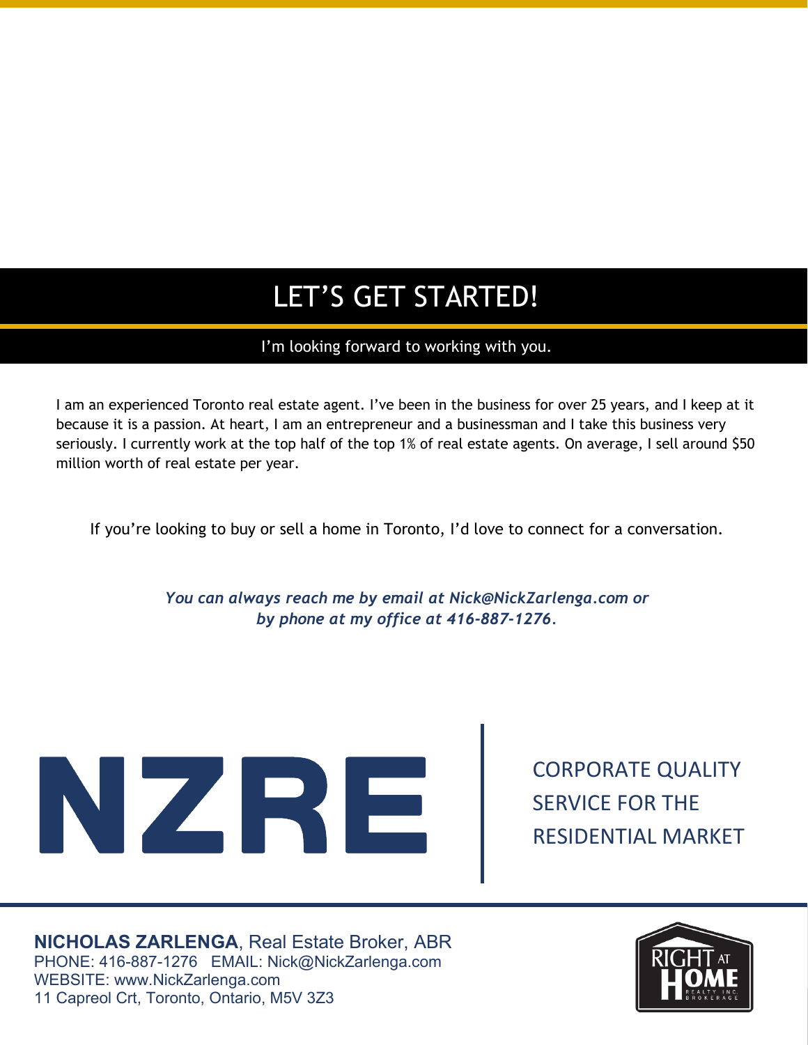# LET'S GET STARTED!

I'm looking forward to working with you.

I am an experienced Toronto real estate agent. I've been in the business for over 25 years, and I keep at it because it is a passion. At heart, I am an entrepreneur and a businessman and I take this business very seriously. I currently work at the top half of the top 1% of real estate agents. On average, I sell around $50 million worth of real estate per year.

If you're looking to buy or sell a home in Toronto, I'd love to connect for a conversation.

***You can always reach me by email at Nick@NickZarlenga.com or by phone at my office at 416-887-1276.***

NZRE

CORPORATE QUALITY SERVICE FOR THE RESIDENTIAL MARKET

**NICHOLAS ZARLENGA**, Real Estate Broker, ABR
PHONE: 416-887-1276 EMAIL: Nick@NickZarlenga.com
WEBSITE: www.NickZarlenga.com
11 Capreol Crt, Toronto, Ontario, M5V 3Z3

RIGHT AT HOME REALTY INC. BROKERAGE